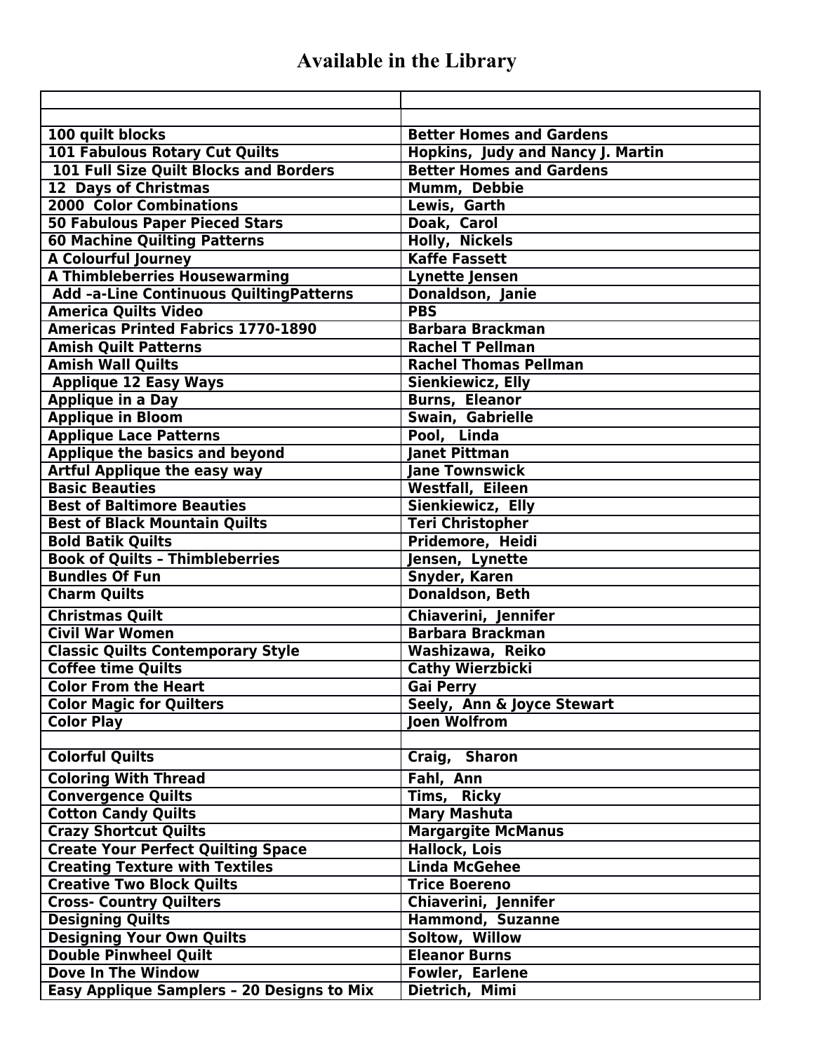# Available in the Library

| | |
|---|---|
| | |
| **100 quilt blocks** | **Better Homes and Gardens** |
| **101 Fabulous Rotary Cut Quilts** | **Hopkins, Judy and Nancy J. Martin** |
| **101 Full Size Quilt Blocks and Borders** | **Better Homes and Gardens** |
| **12 Days of Christmas** | **Mumm, Debbie** |
| **2000 Color Combinations** | **Lewis, Garth** |
| **50 Fabulous Paper Pieced Stars** | **Doak, Carol** |
| **60 Machine Quilting Patterns** | **Holly, Nickels** |
| **A Colourful Journey** | **Kaffe Fassett** |
| **A Thimbleberries Housewarming** | **Lynette Jensen** |
| **Add –a-Line Continuous QuiltingPatterns** | **Donaldson, Janie** |
| **America Quilts Video** | **PBS** |
| **Americas Printed Fabrics 1770-1890** | **Barbara Brackman** |
| **Amish Quilt Patterns** | **Rachel T Pellman** |
| **Amish Wall Quilts** | **Rachel Thomas Pellman** |
| **Applique 12 Easy Ways** | **Sienkiewicz, Elly** |
| **Applique in a Day** | **Burns, Eleanor** |
| **Applique in Bloom** | **Swain, Gabrielle** |
| **Applique Lace Patterns** | **Pool, Linda** |
| **Applique the basics and beyond** | **Janet Pittman** |
| **Artful Applique the easy way** | **Jane Townswick** |
| **Basic Beauties** | **Westfall, Eileen** |
| **Best of Baltimore Beauties** | **Sienkiewicz, Elly** |
| **Best of Black Mountain Quilts** | **Teri Christopher** |
| **Bold Batik Quilts** | **Pridemore, Heidi** |
| **Book of Quilts – Thimbleberries** | **Jensen, Lynette** |
| **Bundles Of Fun** | **Snyder, Karen** |
| **Charm Quilts** | **Donaldson, Beth** |
| **Christmas Quilt** | **Chiaverini, Jennifer** |
| **Civil War Women** | **Barbara Brackman** |
| **Classic Quilts Contemporary Style** | **Washizawa, Reiko** |
| **Coffee time Quilts** | **Cathy Wierzbicki** |
| **Color From the Heart** | **Gai Perry** |
| **Color Magic for Quilters** | **Seely, Ann & Joyce Stewart** |
| **Color Play** | **Joen Wolfrom** |
| | |
| **Colorful Quilts** | **Craig, Sharon** |
| **Coloring With Thread** | **Fahl, Ann** |
| **Convergence Quilts** | **Tims, Ricky** |
| **Cotton Candy Quilts** | **Mary Mashuta** |
| **Crazy Shortcut Quilts** | **Margargite McManus** |
| **Create Your Perfect Quilting Space** | **Hallock, Lois** |
| **Creating Texture with Textiles** | **Linda McGehee** |
| **Creative Two Block Quilts** | **Trice Boereno** |
| **Cross- Country Quilters** | **Chiaverini, Jennifer** |
| **Designing Quilts** | **Hammond, Suzanne** |
| **Designing Your Own Quilts** | **Soltow, Willow** |
| **Double Pinwheel Quilt** | **Eleanor Burns** |
| **Dove In The Window** | **Fowler, Earlene** |
| **Easy Applique Samplers – 20 Designs to Mix** | **Dietrich, Mimi** |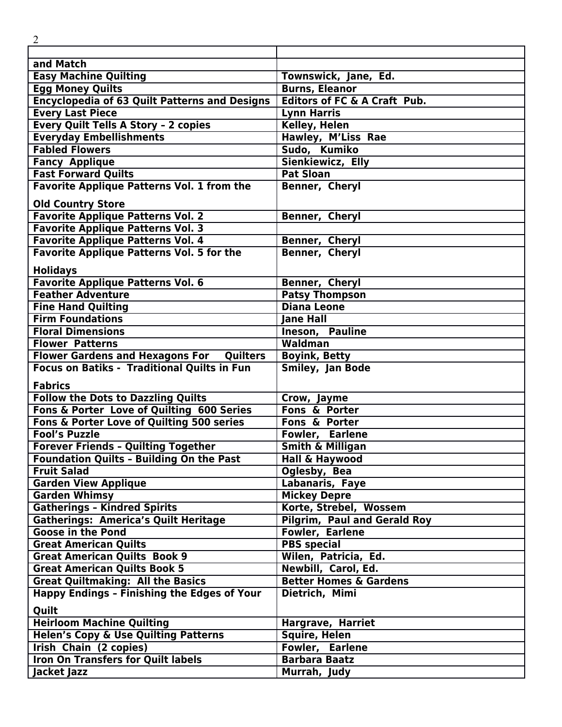| | |
|---|---|
| and Match | |
| Easy Machine Quilting | Townswick, Jane, Ed. |
| Egg Money Quilts | Burns, Eleanor |
| Encyclopedia of 63 Quilt Patterns and Designs | Editors of FC & A Craft Pub. |
| Every Last Piece | Lynn Harris |
| Every Quilt Tells A Story – 2 copies | Kelley, Helen |
| Everyday Embellishments | Hawley, M'Liss Rae |
| Fabled Flowers | Sudo, Kumiko |
| Fancy Applique | Sienkiewicz, Elly |
| Fast Forward Quilts | Pat Sloan |
| Favorite Applique Patterns Vol. 1 from the Old Country Store | Benner, Cheryl |
| Favorite Applique Patterns Vol. 2 | Benner, Cheryl |
| Favorite Applique Patterns Vol. 3 | |
| Favorite Applique Patterns Vol. 4 | Benner, Cheryl |
| Favorite Applique Patterns Vol. 5 for the Holidays | Benner, Cheryl |
| Favorite Applique Patterns Vol. 6 | Benner, Cheryl |
| Feather Adventure | Patsy Thompson |
| Fine Hand Quilting | Diana Leone |
| Firm Foundations | Jane Hall |
| Floral Dimensions | Ineson, Pauline |
| Flower Patterns | Waldman |
| Flower Gardens and Hexagons For Quilters | Boyink, Betty |
| Focus on Batiks - Traditional Quilts in Fun Fabrics | Smiley, Jan Bode |
| Follow the Dots to Dazzling Quilts | Crow, Jayme |
| Fons & Porter Love of Quilting 600 Series | Fons & Porter |
| Fons & Porter Love of Quilting 500 series | Fons & Porter |
| Fool's Puzzle | Fowler, Earlene |
| Forever Friends – Quilting Together | Smith & Milligan |
| Foundation Quilts – Building On the Past | Hall & Haywood |
| Fruit Salad | Oglesby, Bea |
| Garden View Applique | Labanaris, Faye |
| Garden Whimsy | Mickey Depre |
| Gatherings – Kindred Spirits | Korte, Strebel, Wossem |
| Gatherings: America's Quilt Heritage | Pilgrim, Paul and Gerald Roy |
| Goose in the Pond | Fowler, Earlene |
| Great American Quilts | PBS special |
| Great American Quilts Book 9 | Wilen, Patricia, Ed. |
| Great American Quilts Book 5 | Newbill, Carol, Ed. |
| Great Quiltmaking: All the Basics | Better Homes & Gardens |
| Happy Endings – Finishing the Edges of Your Quilt | Dietrich, Mimi |
| Heirloom Machine Quilting | Hargrave, Harriet |
| Helen's Copy & Use Quilting Patterns | Squire, Helen |
| Irish Chain (2 copies) | Fowler, Earlene |
| Iron On Transfers for Quilt labels | Barbara Baatz |
| Jacket Jazz | Murrah, Judy |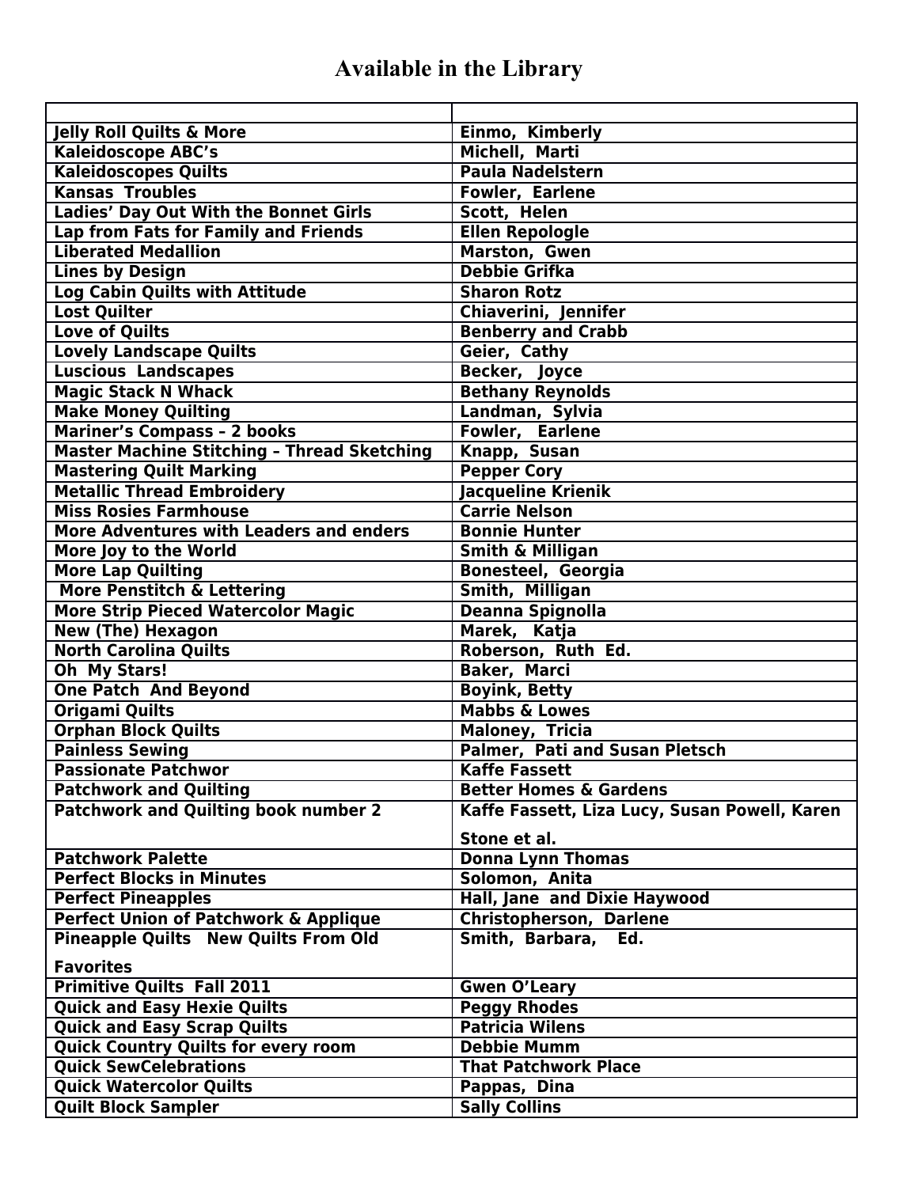# Available in the Library

| | |
|---|---|
| Jelly Roll Quilts & More | Einmo, Kimberly |
| Kaleidoscope ABC's | Michell, Marti |
| Kaleidoscopes Quilts | Paula Nadelstern |
| Kansas Troubles | Fowler, Earlene |
| Ladies' Day Out With the Bonnet Girls | Scott, Helen |
| Lap from Fats for Family and Friends | Ellen Repologle |
| Liberated Medallion | Marston, Gwen |
| Lines by Design | Debbie Grifka |
| Log Cabin Quilts with Attitude | Sharon Rotz |
| Lost Quilter | Chiaverini, Jennifer |
| Love of Quilts | Benberry and Crabb |
| Lovely Landscape Quilts | Geier, Cathy |
| Luscious Landscapes | Becker, Joyce |
| Magic Stack N Whack | Bethany Reynolds |
| Make Money Quilting | Landman, Sylvia |
| Mariner's Compass – 2 books | Fowler, Earlene |
| Master Machine Stitching – Thread Sketching | Knapp, Susan |
| Mastering Quilt Marking | Pepper Cory |
| Metallic Thread Embroidery | Jacqueline Krienik |
| Miss Rosies Farmhouse | Carrie Nelson |
| More Adventures with Leaders and enders | Bonnie Hunter |
| More Joy to the World | Smith & Milligan |
| More Lap Quilting | Bonesteel, Georgia |
| More Penstitch & Lettering | Smith, Milligan |
| More Strip Pieced Watercolor Magic | Deanna Spignolla |
| New (The) Hexagon | Marek, Katja |
| North Carolina Quilts | Roberson, Ruth Ed. |
| Oh My Stars! | Baker, Marci |
| One Patch And Beyond | Boyink, Betty |
| Origami Quilts | Mabbs & Lowes |
| Orphan Block Quilts | Maloney, Tricia |
| Painless Sewing | Palmer, Pati and Susan Pletsch |
| Passionate Patchwor | Kaffe Fassett |
| Patchwork and Quilting | Better Homes & Gardens |
| Patchwork and Quilting book number 2 | Kaffe Fassett, Liza Lucy, Susan Powell, Karen Stone et al. |
| Patchwork Palette | Donna Lynn Thomas |
| Perfect Blocks in Minutes | Solomon, Anita |
| Perfect Pineapples | Hall, Jane and Dixie Haywood |
| Perfect Union of Patchwork & Applique | Christopherson, Darlene |
| Pineapple Quilts New Quilts From Old Favorites | Smith, Barbara, Ed. |
| Primitive Quilts Fall 2011 | Gwen O'Leary |
| Quick and Easy Hexie Quilts | Peggy Rhodes |
| Quick and Easy Scrap Quilts | Patricia Wilens |
| Quick Country Quilts for every room | Debbie Mumm |
| Quick SewCelebrations | That Patchwork Place |
| Quick Watercolor Quilts | Pappas, Dina |
| Quilt Block Sampler | Sally Collins |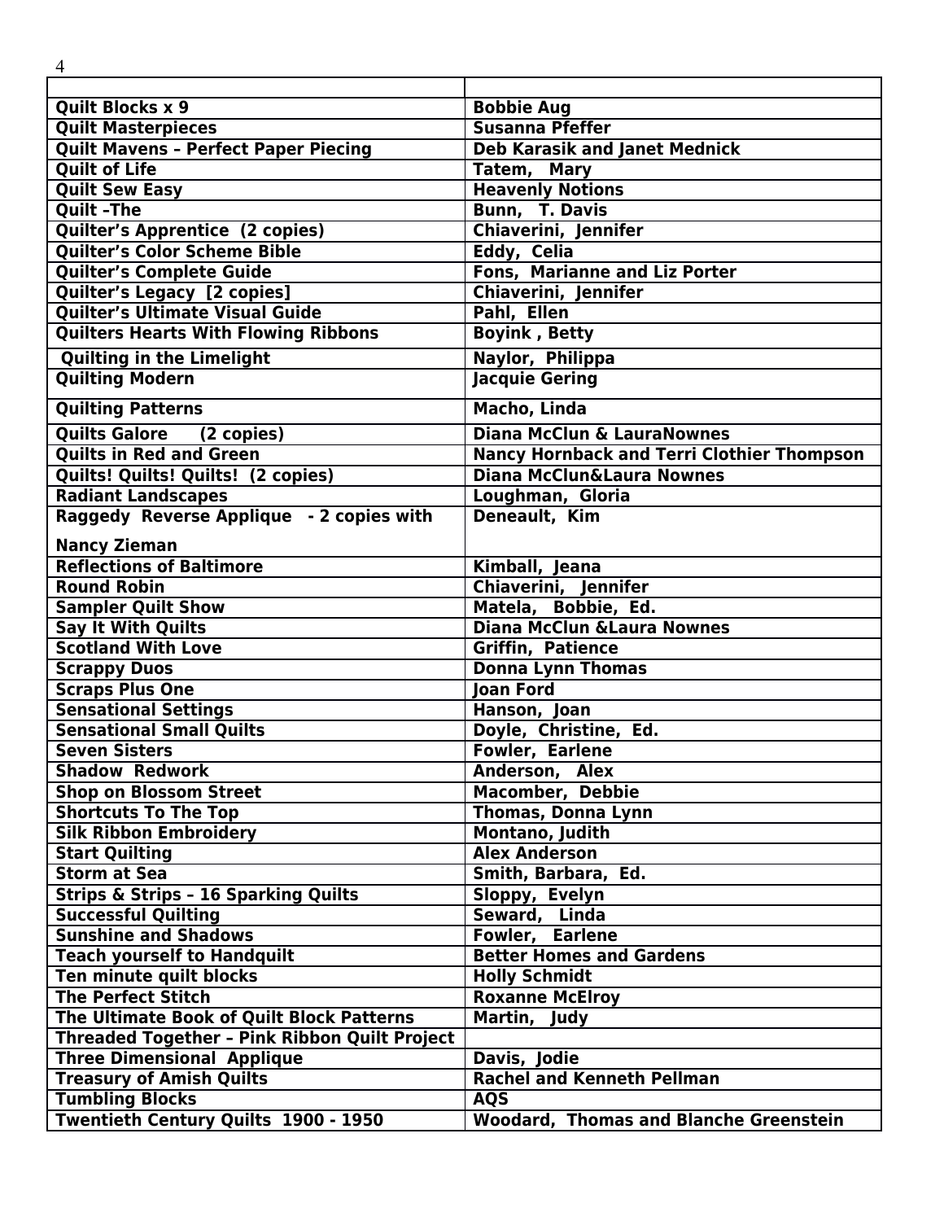| | |
|---|---|
| **Quilt Blocks x 9** | **Bobbie Aug** |
| **Quilt Masterpieces** | **Susanna Pfeffer** |
| **Quilt Mavens – Perfect Paper Piecing** | **Deb Karasik and Janet Mednick** |
| **Quilt of Life** | **Tatem, Mary** |
| **Quilt Sew Easy** | **Heavenly Notions** |
| **Quilt –The** | **Bunn, T. Davis** |
| **Quilter's Apprentice (2 copies)** | **Chiaverini, Jennifer** |
| **Quilter's Color Scheme Bible** | **Eddy, Celia** |
| **Quilter's Complete Guide** | **Fons, Marianne and Liz Porter** |
| **Quilter's Legacy [2 copies]** | **Chiaverini, Jennifer** |
| **Quilter's Ultimate Visual Guide** | **Pahl, Ellen** |
| **Quilters Hearts With Flowing Ribbons** | **Boyink , Betty** |
| **Quilting in the Limelight** | **Naylor, Philippa** |
| **Quilting Modern** | **Jacquie Gering** |
| **Quilting Patterns** | **Macho, Linda** |
| **Quilts Galore (2 copies)** | **Diana McClun & LauraNownes** |
| **Quilts in Red and Green** | **Nancy Hornback and Terri Clothier Thompson** |
| **Quilts! Quilts! Quilts! (2 copies)** | **Diana McClun&Laura Nownes** |
| **Radiant Landscapes** | **Loughman, Gloria** |
| **Raggedy Reverse Applique - 2 copies with Nancy Zieman** | **Deneault, Kim** |
| **Reflections of Baltimore** | **Kimball, Jeana** |
| **Round Robin** | **Chiaverini, Jennifer** |
| **Sampler Quilt Show** | **Matela, Bobbie, Ed.** |
| **Say It With Quilts** | **Diana McClun &Laura Nownes** |
| **Scotland With Love** | **Griffin, Patience** |
| **Scrappy Duos** | **Donna Lynn Thomas** |
| **Scraps Plus One** | **Joan Ford** |
| **Sensational Settings** | **Hanson, Joan** |
| **Sensational Small Quilts** | **Doyle, Christine, Ed.** |
| **Seven Sisters** | **Fowler, Earlene** |
| **Shadow Redwork** | **Anderson, Alex** |
| **Shop on Blossom Street** | **Macomber, Debbie** |
| **Shortcuts To The Top** | **Thomas, Donna Lynn** |
| **Silk Ribbon Embroidery** | **Montano, Judith** |
| **Start Quilting** | **Alex Anderson** |
| **Storm at Sea** | **Smith, Barbara, Ed.** |
| **Strips & Strips – 16 Sparking Quilts** | **Sloppy, Evelyn** |
| **Successful Quilting** | **Seward, Linda** |
| **Sunshine and Shadows** | **Fowler, Earlene** |
| **Teach yourself to Handquilt** | **Better Homes and Gardens** |
| **Ten minute quilt blocks** | **Holly Schmidt** |
| **The Perfect Stitch** | **Roxanne McElroy** |
| **The Ultimate Book of Quilt Block Patterns** | **Martin, Judy** |
| **Threaded Together – Pink Ribbon Quilt Project** | |
| **Three Dimensional Applique** | **Davis, Jodie** |
| **Treasury of Amish Quilts** | **Rachel and Kenneth Pellman** |
| **Tumbling Blocks** | **AQS** |
| **Twentieth Century Quilts 1900 - 1950** | **Woodard, Thomas and Blanche Greenstein** |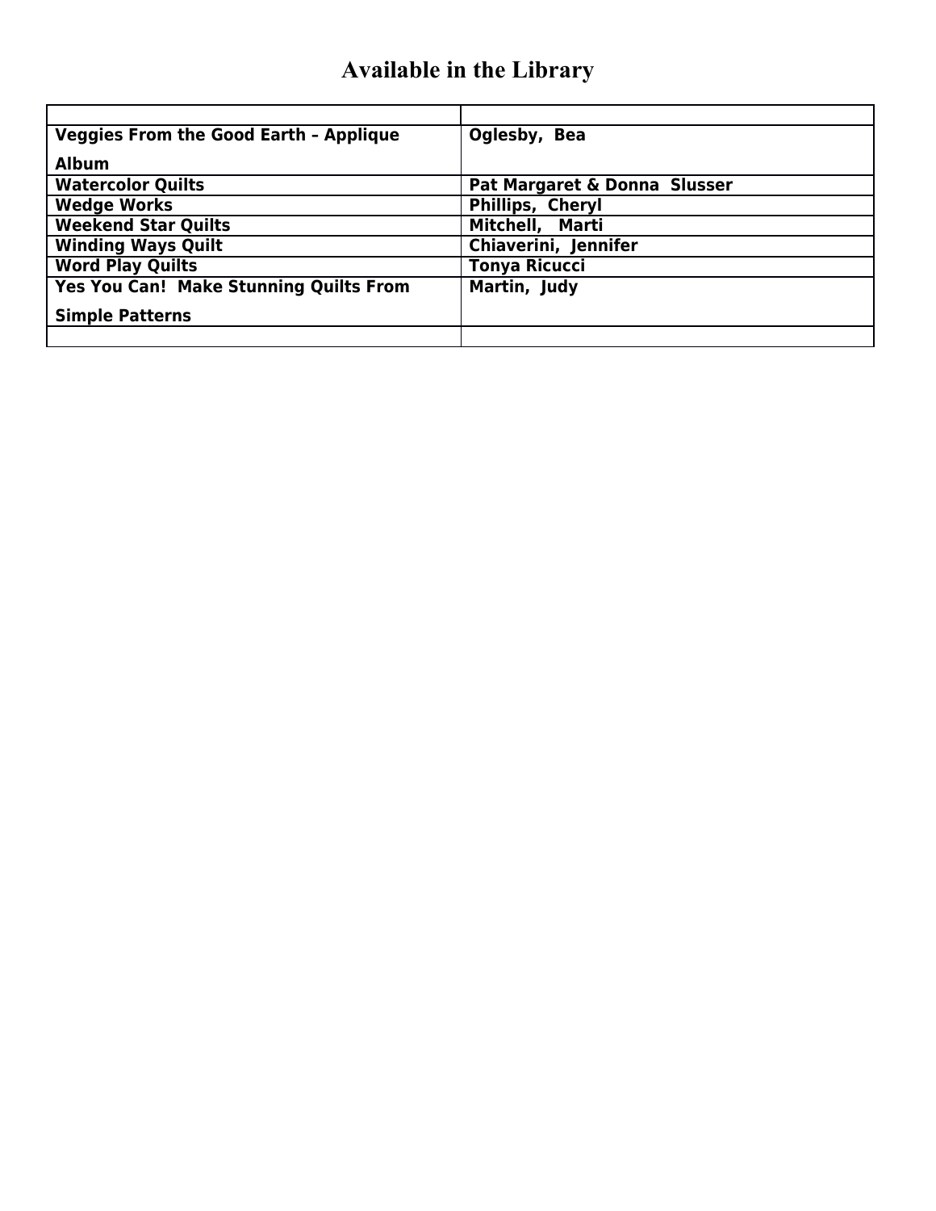# Available in the Library

| | |
|---|---|
| **Veggies From the Good Earth – Applique Album** | **Oglesby, Bea** |
| **Watercolor Quilts** | **Pat Margaret & Donna Slusser** |
| **Wedge Works** | **Phillips, Cheryl** |
| **Weekend Star Quilts** | **Mitchell, Marti** |
| **Winding Ways Quilt** | **Chiaverini, Jennifer** |
| **Word Play Quilts** | **Tonya Ricucci** |
| **Yes You Can! Make Stunning Quilts From Simple Patterns** | **Martin, Judy** |
| | |